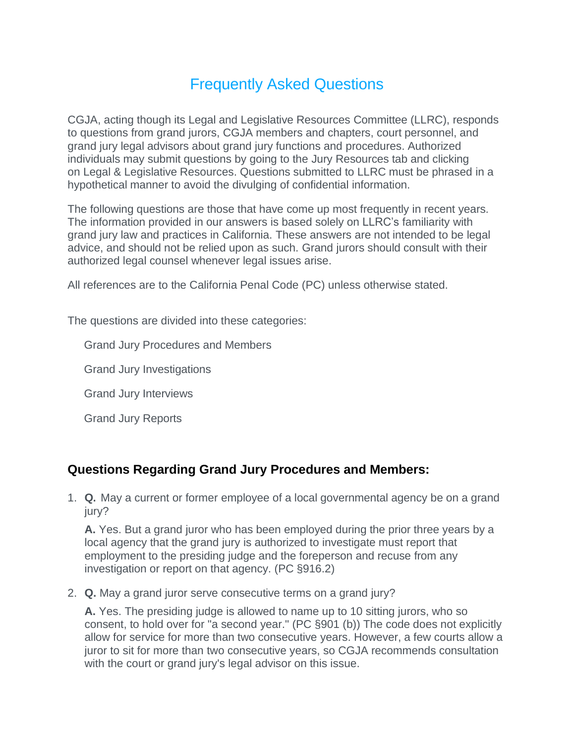# Frequently Asked Questions

CGJA, acting though its Legal and Legislative Resources Committee (LLRC), responds to questions from grand jurors, CGJA members and chapters, court personnel, and grand jury legal advisors about grand jury functions and procedures. Authorized individuals may submit questions by going to the Jury Resources tab and clicking on Legal & Legislative Resources. Questions submitted to LLRC must be phrased in a hypothetical manner to avoid the divulging of confidential information.

The following questions are those that have come up most frequently in recent years. The information provided in our answers is based solely on LLRC's familiarity with grand jury law and practices in California. These answers are not intended to be legal advice, and should not be relied upon as such. Grand jurors should consult with their authorized legal counsel whenever legal issues arise.

All references are to the California Penal Code (PC) unless otherwise stated.

The questions are divided into these categories:

- Grand Jury Procedures and Members
- Grand Jury Investigations
- Grand Jury Interviews
- Grand Jury Reports

## Questions Regarding Grand Jury Procedures and Members:

1. **Q.** May a current or former employee of a local governmental agency be on a grand jury?

   **A.** Yes. But a grand juror who has been employed during the prior three years by a local agency that the grand jury is authorized to investigate must report that employment to the presiding judge and the foreperson and recuse from any investigation or report on that agency. (PC §916.2)

2. **Q.** May a grand juror serve consecutive terms on a grand jury?

   **A.** Yes. The presiding judge is allowed to name up to 10 sitting jurors, who so consent, to hold over for "a second year." (PC §901 (b)) The code does not explicitly allow for service for more than two consecutive years. However, a few courts allow a juror to sit for more than two consecutive years, so CGJA recommends consultation with the court or grand jury's legal advisor on this issue.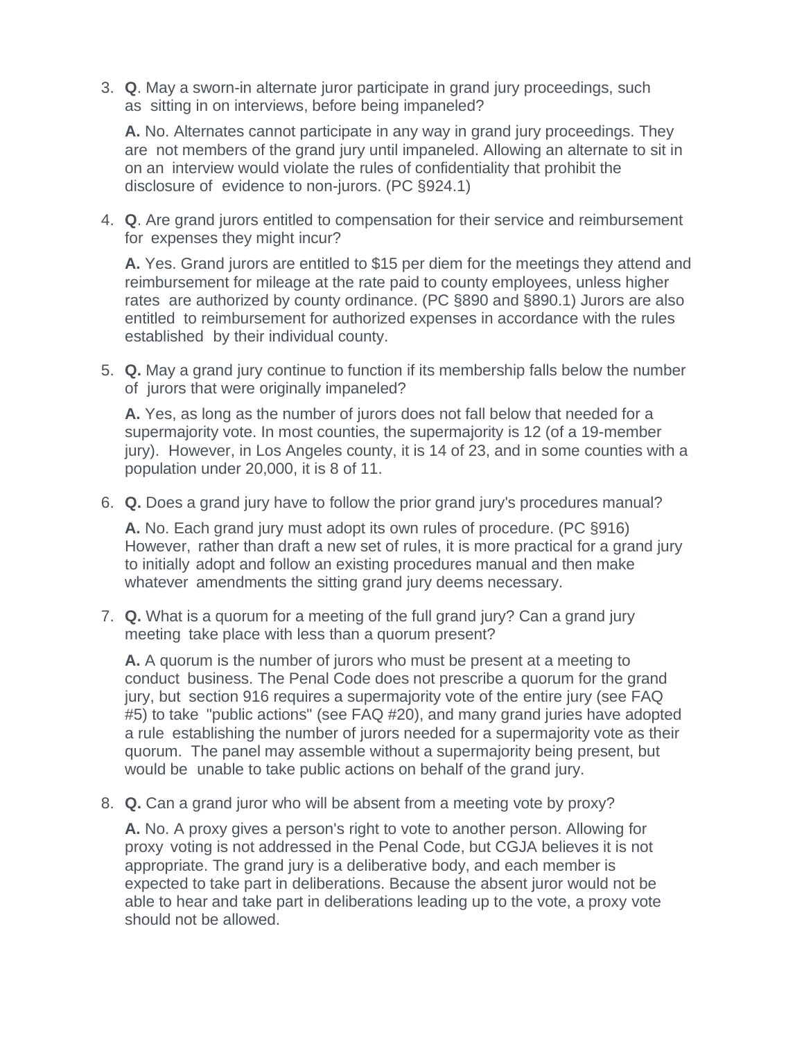3. **Q**. May a sworn-in alternate juror participate in grand jury proceedings, such as sitting in on interviews, before being impaneled?

   **A.** No. Alternates cannot participate in any way in grand jury proceedings. They are not members of the grand jury until impaneled. Allowing an alternate to sit in on an interview would violate the rules of confidentiality that prohibit the disclosure of evidence to non-jurors. (PC §924.1)

4. **Q**. Are grand jurors entitled to compensation for their service and reimbursement for expenses they might incur?

   **A.** Yes. Grand jurors are entitled to $15 per diem for the meetings they attend and reimbursement for mileage at the rate paid to county employees, unless higher rates are authorized by county ordinance. (PC §890 and §890.1) Jurors are also entitled to reimbursement for authorized expenses in accordance with the rules established by their individual county.

5. **Q.** May a grand jury continue to function if its membership falls below the number of jurors that were originally impaneled?

   **A.** Yes, as long as the number of jurors does not fall below that needed for a supermajority vote. In most counties, the supermajority is 12 (of a 19-member jury). However, in Los Angeles county, it is 14 of 23, and in some counties with a population under 20,000, it is 8 of 11.

6. **Q.** Does a grand jury have to follow the prior grand jury's procedures manual?

   **A.** No. Each grand jury must adopt its own rules of procedure. (PC §916) However, rather than draft a new set of rules, it is more practical for a grand jury to initially adopt and follow an existing procedures manual and then make whatever amendments the sitting grand jury deems necessary.

7. **Q.** What is a quorum for a meeting of the full grand jury? Can a grand jury meeting take place with less than a quorum present?

   **A.** A quorum is the number of jurors who must be present at a meeting to conduct business. The Penal Code does not prescribe a quorum for the grand jury, but section 916 requires a supermajority vote of the entire jury (see FAQ #5) to take "public actions" (see FAQ #20), and many grand juries have adopted a rule establishing the number of jurors needed for a supermajority vote as their quorum. The panel may assemble without a supermajority being present, but would be unable to take public actions on behalf of the grand jury.

8. **Q.** Can a grand juror who will be absent from a meeting vote by proxy?

   **A.** No. A proxy gives a person's right to vote to another person. Allowing for proxy voting is not addressed in the Penal Code, but CGJA believes it is not appropriate. The grand jury is a deliberative body, and each member is expected to take part in deliberations. Because the absent juror would not be able to hear and take part in deliberations leading up to the vote, a proxy vote should not be allowed.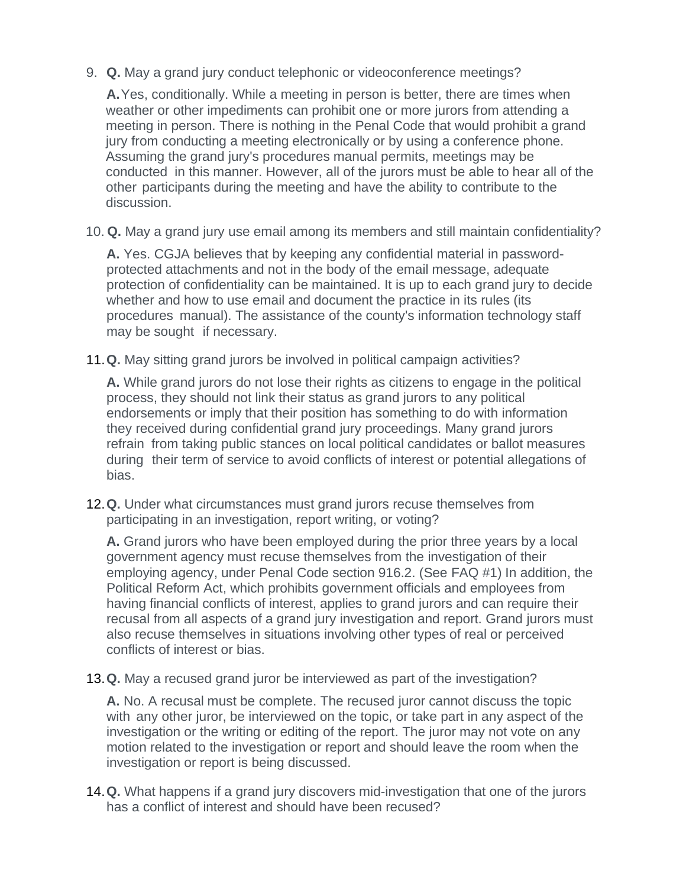9. **Q.** May a grand jury conduct telephonic or videoconference meetings?

   **A.** Yes, conditionally. While a meeting in person is better, there are times when weather or other impediments can prohibit one or more jurors from attending a meeting in person. There is nothing in the Penal Code that would prohibit a grand jury from conducting a meeting electronically or by using a conference phone. Assuming the grand jury's procedures manual permits, meetings may be conducted in this manner. However, all of the jurors must be able to hear all of the other participants during the meeting and have the ability to contribute to the discussion.

10. **Q.** May a grand jury use email among its members and still maintain confidentiality?

    **A.** Yes. CGJA believes that by keeping any confidential material in password-protected attachments and not in the body of the email message, adequate protection of confidentiality can be maintained. It is up to each grand jury to decide whether and how to use email and document the practice in its rules (its procedures manual). The assistance of the county's information technology staff may be sought if necessary.

11. **Q.** May sitting grand jurors be involved in political campaign activities?

    **A.** While grand jurors do not lose their rights as citizens to engage in the political process, they should not link their status as grand jurors to any political endorsements or imply that their position has something to do with information they received during confidential grand jury proceedings. Many grand jurors refrain from taking public stances on local political candidates or ballot measures during their term of service to avoid conflicts of interest or potential allegations of bias.

12. **Q.** Under what circumstances must grand jurors recuse themselves from participating in an investigation, report writing, or voting?

    **A.** Grand jurors who have been employed during the prior three years by a local government agency must recuse themselves from the investigation of their employing agency, under Penal Code section 916.2. (See FAQ #1) In addition, the Political Reform Act, which prohibits government officials and employees from having financial conflicts of interest, applies to grand jurors and can require their recusal from all aspects of a grand jury investigation and report. Grand jurors must also recuse themselves in situations involving other types of real or perceived conflicts of interest or bias.

13. **Q.** May a recused grand juror be interviewed as part of the investigation?

    **A.** No. A recusal must be complete. The recused juror cannot discuss the topic with any other juror, be interviewed on the topic, or take part in any aspect of the investigation or the writing or editing of the report. The juror may not vote on any motion related to the investigation or report and should leave the room when the investigation or report is being discussed.

14. **Q.** What happens if a grand jury discovers mid-investigation that one of the jurors has a conflict of interest and should have been recused?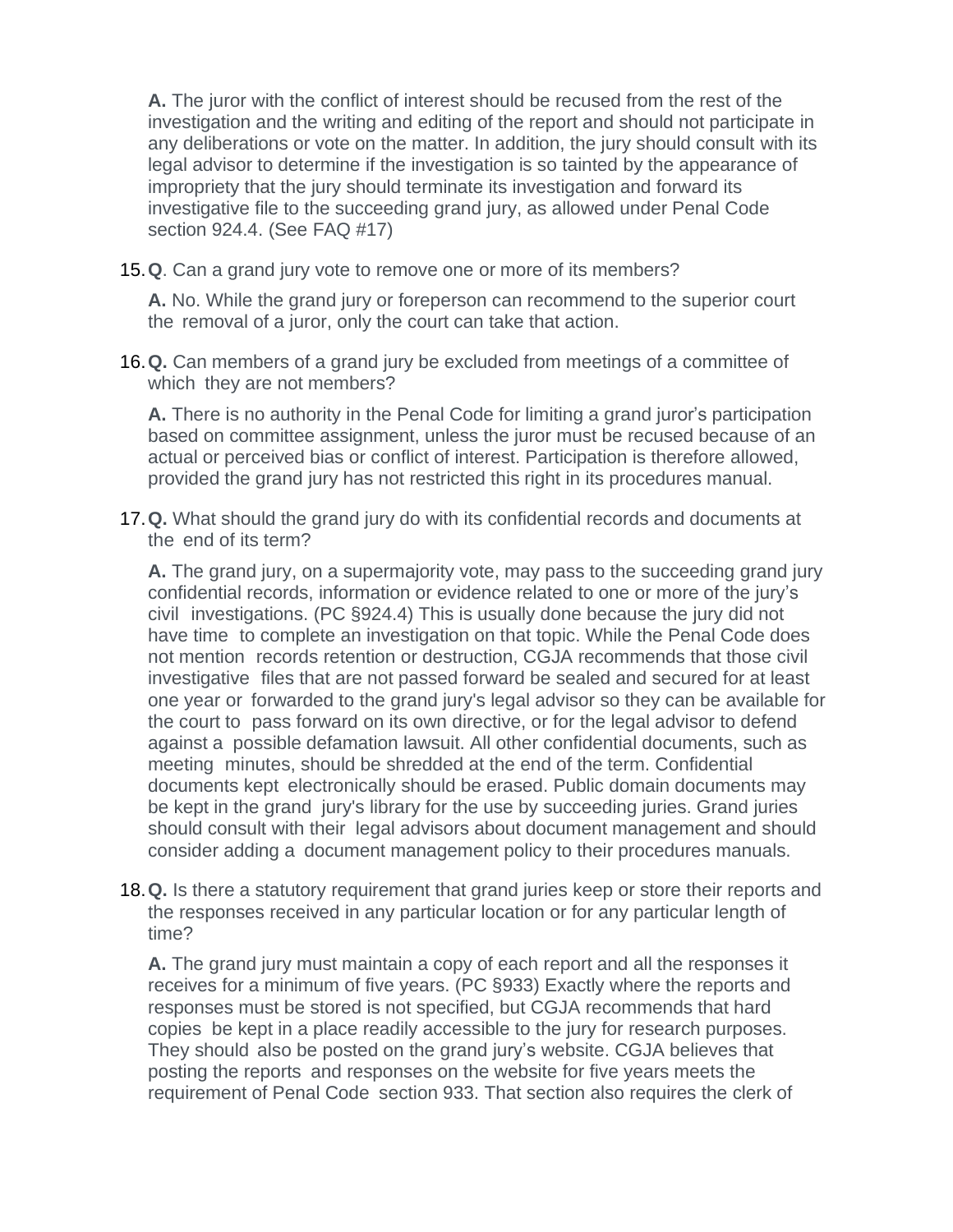**A.** The juror with the conflict of interest should be recused from the rest of the investigation and the writing and editing of the report and should not participate in any deliberations or vote on the matter. In addition, the jury should consult with its legal advisor to determine if the investigation is so tainted by the appearance of impropriety that the jury should terminate its investigation and forward its investigative file to the succeeding grand jury, as allowed under Penal Code section 924.4. (See FAQ #17)

15. **Q**. Can a grand jury vote to remove one or more of its members?

    **A.** No. While the grand jury or foreperson can recommend to the superior court the removal of a juror, only the court can take that action.

16. **Q.** Can members of a grand jury be excluded from meetings of a committee of which they are not members?

    **A.** There is no authority in the Penal Code for limiting a grand juror's participation based on committee assignment, unless the juror must be recused because of an actual or perceived bias or conflict of interest. Participation is therefore allowed, provided the grand jury has not restricted this right in its procedures manual.

17. **Q.** What should the grand jury do with its confidential records and documents at the end of its term?

    **A.** The grand jury, on a supermajority vote, may pass to the succeeding grand jury confidential records, information or evidence related to one or more of the jury's civil investigations. (PC §924.4) This is usually done because the jury did not have time to complete an investigation on that topic. While the Penal Code does not mention records retention or destruction, CGJA recommends that those civil investigative files that are not passed forward be sealed and secured for at least one year or forwarded to the grand jury's legal advisor so they can be available for the court to pass forward on its own directive, or for the legal advisor to defend against a possible defamation lawsuit. All other confidential documents, such as meeting minutes, should be shredded at the end of the term. Confidential documents kept electronically should be erased. Public domain documents may be kept in the grand jury's library for the use by succeeding juries. Grand juries should consult with their legal advisors about document management and should consider adding a document management policy to their procedures manuals.

18. **Q.** Is there a statutory requirement that grand juries keep or store their reports and the responses received in any particular location or for any particular length of time?

    **A.** The grand jury must maintain a copy of each report and all the responses it receives for a minimum of five years. (PC §933) Exactly where the reports and responses must be stored is not specified, but CGJA recommends that hard copies be kept in a place readily accessible to the jury for research purposes. They should also be posted on the grand jury's website. CGJA believes that posting the reports and responses on the website for five years meets the requirement of Penal Code section 933. That section also requires the clerk of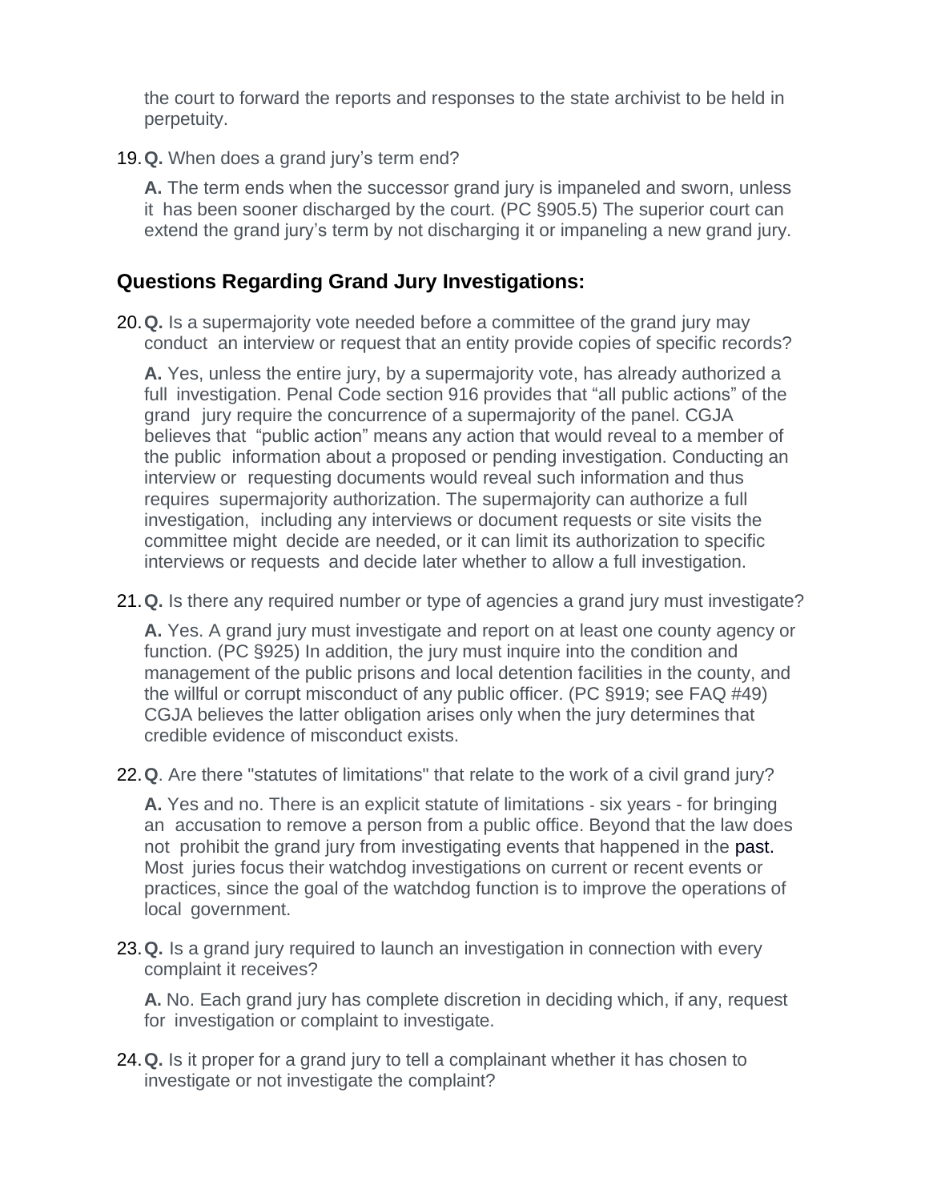the court to forward the reports and responses to the state archivist to be held in perpetuity.

19. **Q.** When does a grand jury's term end?

    **A.** The term ends when the successor grand jury is impaneled and sworn, unless it has been sooner discharged by the court. (PC §905.5) The superior court can extend the grand jury's term by not discharging it or impaneling a new grand jury.

## Questions Regarding Grand Jury Investigations:

20. **Q.** Is a supermajority vote needed before a committee of the grand jury may conduct an interview or request that an entity provide copies of specific records?

    **A.** Yes, unless the entire jury, by a supermajority vote, has already authorized a full investigation. Penal Code section 916 provides that "all public actions" of the grand jury require the concurrence of a supermajority of the panel. CGJA believes that "public action" means any action that would reveal to a member of the public information about a proposed or pending investigation. Conducting an interview or requesting documents would reveal such information and thus requires supermajority authorization. The supermajority can authorize a full investigation, including any interviews or document requests or site visits the committee might decide are needed, or it can limit its authorization to specific interviews or requests and decide later whether to allow a full investigation.

21. **Q.** Is there any required number or type of agencies a grand jury must investigate?

    **A.** Yes. A grand jury must investigate and report on at least one county agency or function. (PC §925) In addition, the jury must inquire into the condition and management of the public prisons and local detention facilities in the county, and the willful or corrupt misconduct of any public officer. (PC §919; see FAQ #49) CGJA believes the latter obligation arises only when the jury determines that credible evidence of misconduct exists.

22. **Q**. Are there "statutes of limitations" that relate to the work of a civil grand jury?

    **A.** Yes and no. There is an explicit statute of limitations - six years - for bringing an accusation to remove a person from a public office. Beyond that the law does not prohibit the grand jury from investigating events that happened in the past. Most juries focus their watchdog investigations on current or recent events or practices, since the goal of the watchdog function is to improve the operations of local government.

23. **Q.** Is a grand jury required to launch an investigation in connection with every complaint it receives?

    **A.** No. Each grand jury has complete discretion in deciding which, if any, request for investigation or complaint to investigate.

24. **Q.** Is it proper for a grand jury to tell a complainant whether it has chosen to investigate or not investigate the complaint?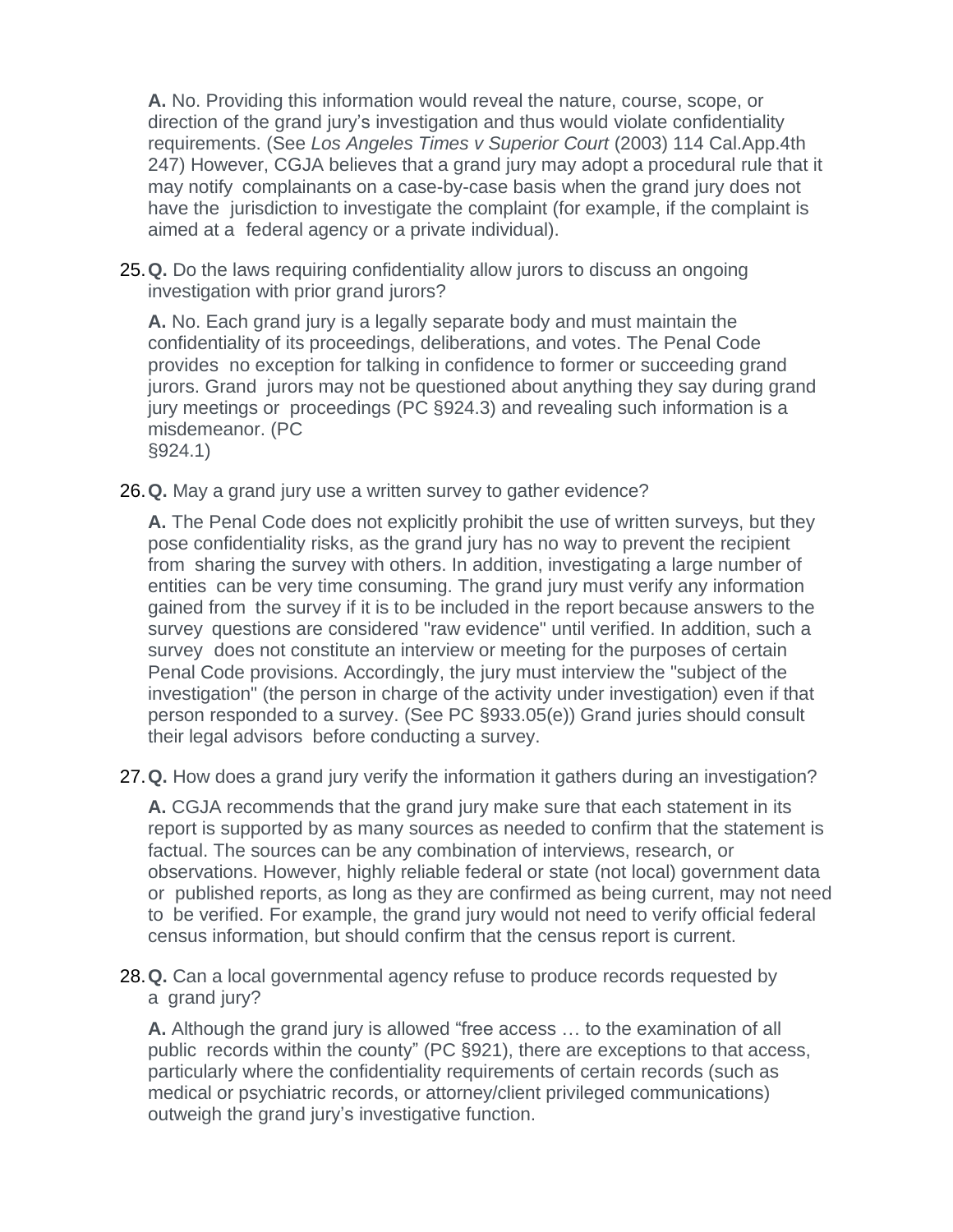**A.** No. Providing this information would reveal the nature, course, scope, or direction of the grand jury's investigation and thus would violate confidentiality requirements. (See *Los Angeles Times v Superior Court* (2003) 114 Cal.App.4th 247) However, CGJA believes that a grand jury may adopt a procedural rule that it may notify complainants on a case-by-case basis when the grand jury does not have the jurisdiction to investigate the complaint (for example, if the complaint is aimed at a federal agency or a private individual).

25. **Q.** Do the laws requiring confidentiality allow jurors to discuss an ongoing investigation with prior grand jurors?

    **A.** No. Each grand jury is a legally separate body and must maintain the confidentiality of its proceedings, deliberations, and votes. The Penal Code provides no exception for talking in confidence to former or succeeding grand jurors. Grand jurors may not be questioned about anything they say during grand jury meetings or proceedings (PC §924.3) and revealing such information is a misdemeanor. (PC §924.1)

26. **Q.** May a grand jury use a written survey to gather evidence?

    **A.** The Penal Code does not explicitly prohibit the use of written surveys, but they pose confidentiality risks, as the grand jury has no way to prevent the recipient from sharing the survey with others. In addition, investigating a large number of entities can be very time consuming. The grand jury must verify any information gained from the survey if it is to be included in the report because answers to the survey questions are considered "raw evidence" until verified. In addition, such a survey does not constitute an interview or meeting for the purposes of certain Penal Code provisions. Accordingly, the jury must interview the "subject of the investigation" (the person in charge of the activity under investigation) even if that person responded to a survey. (See PC §933.05(e)) Grand juries should consult their legal advisors before conducting a survey.

27. **Q.** How does a grand jury verify the information it gathers during an investigation?

    **A.** CGJA recommends that the grand jury make sure that each statement in its report is supported by as many sources as needed to confirm that the statement is factual. The sources can be any combination of interviews, research, or observations. However, highly reliable federal or state (not local) government data or published reports, as long as they are confirmed as being current, may not need to be verified. For example, the grand jury would not need to verify official federal census information, but should confirm that the census report is current.

28. **Q.** Can a local governmental agency refuse to produce records requested by a grand jury?

    **A.** Although the grand jury is allowed "free access … to the examination of all public records within the county" (PC §921), there are exceptions to that access, particularly where the confidentiality requirements of certain records (such as medical or psychiatric records, or attorney/client privileged communications) outweigh the grand jury's investigative function.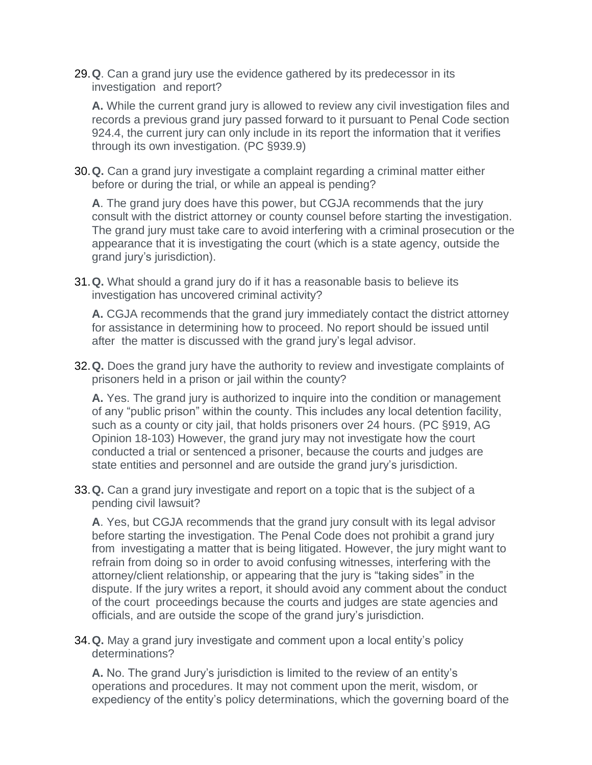29. **Q**. Can a grand jury use the evidence gathered by its predecessor in its investigation and report?

    **A.** While the current grand jury is allowed to review any civil investigation files and records a previous grand jury passed forward to it pursuant to Penal Code section 924.4, the current jury can only include in its report the information that it verifies through its own investigation. (PC §939.9)

30. **Q.** Can a grand jury investigate a complaint regarding a criminal matter either before or during the trial, or while an appeal is pending?

    **A**. The grand jury does have this power, but CGJA recommends that the jury consult with the district attorney or county counsel before starting the investigation. The grand jury must take care to avoid interfering with a criminal prosecution or the appearance that it is investigating the court (which is a state agency, outside the grand jury's jurisdiction).

31. **Q.** What should a grand jury do if it has a reasonable basis to believe its investigation has uncovered criminal activity?

    **A.** CGJA recommends that the grand jury immediately contact the district attorney for assistance in determining how to proceed. No report should be issued until after the matter is discussed with the grand jury's legal advisor.

32. **Q.** Does the grand jury have the authority to review and investigate complaints of prisoners held in a prison or jail within the county?

    **A.** Yes. The grand jury is authorized to inquire into the condition or management of any "public prison" within the county. This includes any local detention facility, such as a county or city jail, that holds prisoners over 24 hours. (PC §919, AG Opinion 18-103) However, the grand jury may not investigate how the court conducted a trial or sentenced a prisoner, because the courts and judges are state entities and personnel and are outside the grand jury's jurisdiction.

33. **Q.** Can a grand jury investigate and report on a topic that is the subject of a pending civil lawsuit?

    **A**. Yes, but CGJA recommends that the grand jury consult with its legal advisor before starting the investigation. The Penal Code does not prohibit a grand jury from investigating a matter that is being litigated. However, the jury might want to refrain from doing so in order to avoid confusing witnesses, interfering with the attorney/client relationship, or appearing that the jury is "taking sides" in the dispute. If the jury writes a report, it should avoid any comment about the conduct of the court proceedings because the courts and judges are state agencies and officials, and are outside the scope of the grand jury's jurisdiction.

34. **Q.** May a grand jury investigate and comment upon a local entity's policy determinations?

    **A.** No. The grand Jury's jurisdiction is limited to the review of an entity's operations and procedures. It may not comment upon the merit, wisdom, or expediency of the entity's policy determinations, which the governing board of the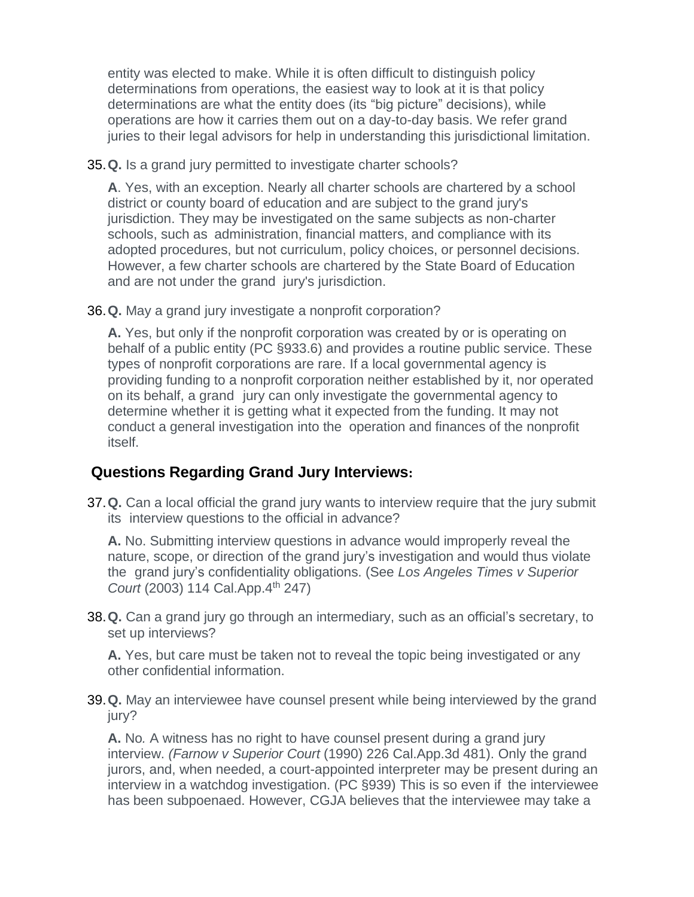entity was elected to make. While it is often difficult to distinguish policy determinations from operations, the easiest way to look at it is that policy determinations are what the entity does (its "big picture" decisions), while operations are how it carries them out on a day-to-day basis. We refer grand juries to their legal advisors for help in understanding this jurisdictional limitation.

35. **Q.** Is a grand jury permitted to investigate charter schools?

    **A**. Yes, with an exception. Nearly all charter schools are chartered by a school district or county board of education and are subject to the grand jury's jurisdiction. They may be investigated on the same subjects as non-charter schools, such as administration, financial matters, and compliance with its adopted procedures, but not curriculum, policy choices, or personnel decisions. However, a few charter schools are chartered by the State Board of Education and are not under the grand jury's jurisdiction.

36. **Q.** May a grand jury investigate a nonprofit corporation?

    **A.** Yes, but only if the nonprofit corporation was created by or is operating on behalf of a public entity (PC §933.6) and provides a routine public service. These types of nonprofit corporations are rare. If a local governmental agency is providing funding to a nonprofit corporation neither established by it, nor operated on its behalf, a grand jury can only investigate the governmental agency to determine whether it is getting what it expected from the funding. It may not conduct a general investigation into the operation and finances of the nonprofit itself.

## Questions Regarding Grand Jury Interviews:

37. **Q.** Can a local official the grand jury wants to interview require that the jury submit its interview questions to the official in advance?

    **A.** No. Submitting interview questions in advance would improperly reveal the nature, scope, or direction of the grand jury's investigation and would thus violate the grand jury's confidentiality obligations. (See *Los Angeles Times v Superior Court* (2003) 114 Cal.App.4th 247)

38. **Q.** Can a grand jury go through an intermediary, such as an official's secretary, to set up interviews?

    **A.** Yes, but care must be taken not to reveal the topic being investigated or any other confidential information.

39. **Q.** May an interviewee have counsel present while being interviewed by the grand jury?

    **A.** No*.* A witness has no right to have counsel present during a grand jury interview. *(Farnow v Superior Court* (1990) 226 Cal.App.3d 481). Only the grand jurors, and, when needed, a court-appointed interpreter may be present during an interview in a watchdog investigation. (PC §939) This is so even if the interviewee has been subpoenaed. However, CGJA believes that the interviewee may take a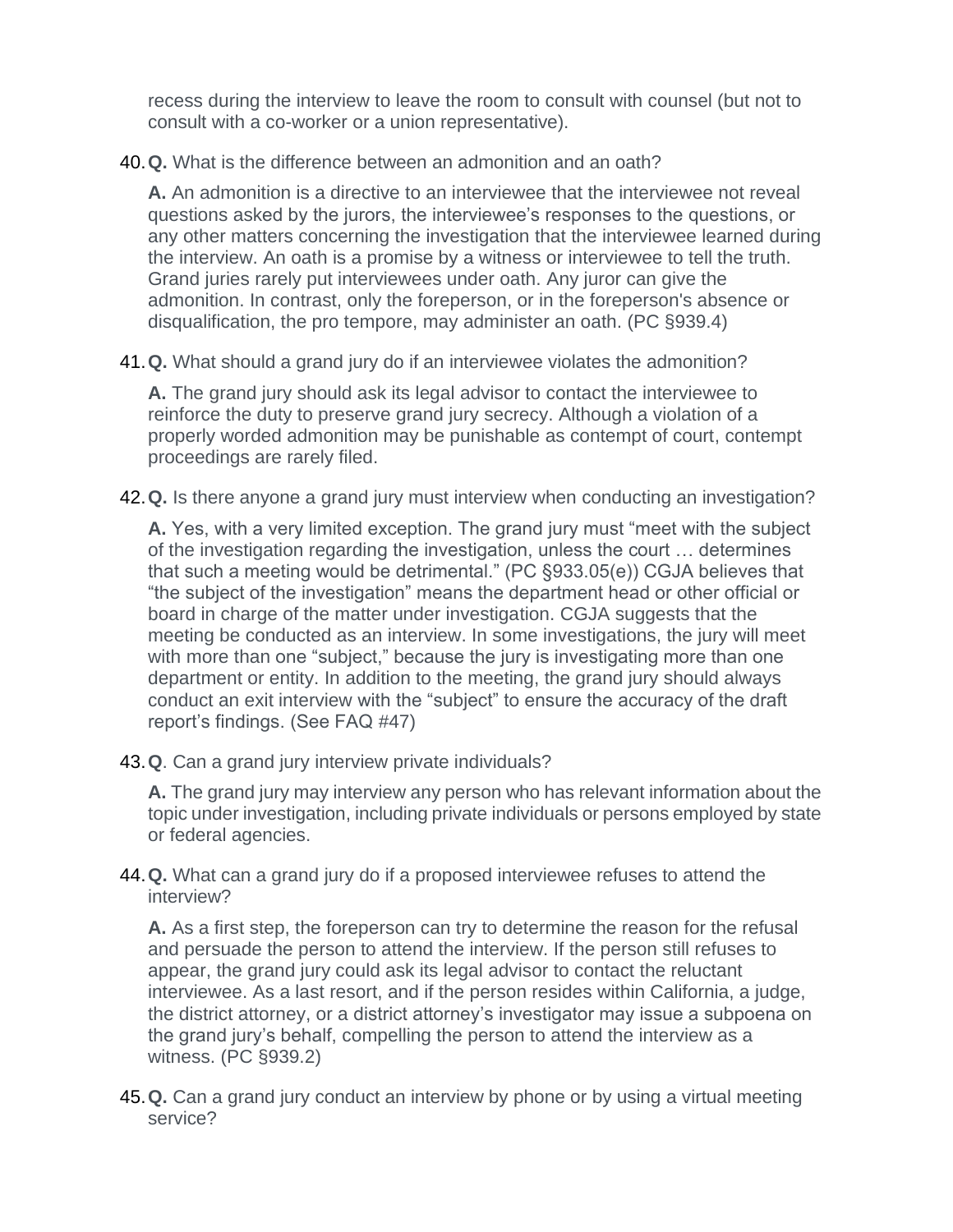recess during the interview to leave the room to consult with counsel (but not to consult with a co-worker or a union representative).

40. **Q.** What is the difference between an admonition and an oath?

    **A.** An admonition is a directive to an interviewee that the interviewee not reveal questions asked by the jurors, the interviewee's responses to the questions, or any other matters concerning the investigation that the interviewee learned during the interview. An oath is a promise by a witness or interviewee to tell the truth. Grand juries rarely put interviewees under oath. Any juror can give the admonition. In contrast, only the foreperson, or in the foreperson's absence or disqualification, the pro tempore, may administer an oath. (PC §939.4)

41. **Q.** What should a grand jury do if an interviewee violates the admonition?

    **A.** The grand jury should ask its legal advisor to contact the interviewee to reinforce the duty to preserve grand jury secrecy. Although a violation of a properly worded admonition may be punishable as contempt of court, contempt proceedings are rarely filed.

42. **Q.** Is there anyone a grand jury must interview when conducting an investigation?

    **A.** Yes, with a very limited exception. The grand jury must "meet with the subject of the investigation regarding the investigation, unless the court … determines that such a meeting would be detrimental." (PC §933.05(e)) CGJA believes that "the subject of the investigation" means the department head or other official or board in charge of the matter under investigation. CGJA suggests that the meeting be conducted as an interview. In some investigations, the jury will meet with more than one "subject," because the jury is investigating more than one department or entity. In addition to the meeting, the grand jury should always conduct an exit interview with the "subject" to ensure the accuracy of the draft report's findings. (See FAQ #47)

43. **Q**. Can a grand jury interview private individuals?

    **A.** The grand jury may interview any person who has relevant information about the topic under investigation, including private individuals or persons employed by state or federal agencies.

44. **Q.** What can a grand jury do if a proposed interviewee refuses to attend the interview?

    **A.** As a first step, the foreperson can try to determine the reason for the refusal and persuade the person to attend the interview. If the person still refuses to appear, the grand jury could ask its legal advisor to contact the reluctant interviewee. As a last resort, and if the person resides within California, a judge, the district attorney, or a district attorney's investigator may issue a subpoena on the grand jury's behalf, compelling the person to attend the interview as a witness. (PC §939.2)

45. **Q.** Can a grand jury conduct an interview by phone or by using a virtual meeting service?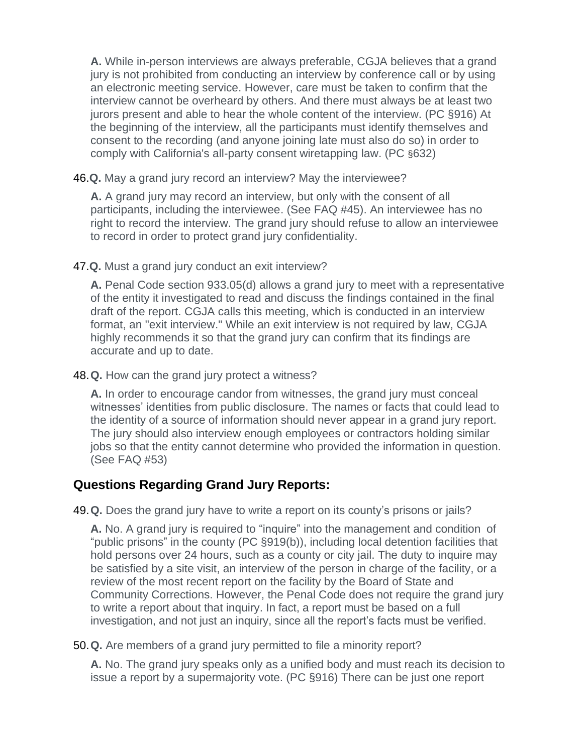**A.** While in-person interviews are always preferable, CGJA believes that a grand jury is not prohibited from conducting an interview by conference call or by using an electronic meeting service. However, care must be taken to confirm that the interview cannot be overheard by others. And there must always be at least two jurors present and able to hear the whole content of the interview. (PC §916) At the beginning of the interview, all the participants must identify themselves and consent to the recording (and anyone joining late must also do so) in order to comply with California's all-party consent wiretapping law. (PC §632)

46. **Q.** May a grand jury record an interview? May the interviewee?

    **A.** A grand jury may record an interview, but only with the consent of all participants, including the interviewee. (See FAQ #45). An interviewee has no right to record the interview. The grand jury should refuse to allow an interviewee to record in order to protect grand jury confidentiality.

47. **Q.** Must a grand jury conduct an exit interview?

    **A.** Penal Code section 933.05(d) allows a grand jury to meet with a representative of the entity it investigated to read and discuss the findings contained in the final draft of the report. CGJA calls this meeting, which is conducted in an interview format, an "exit interview." While an exit interview is not required by law, CGJA highly recommends it so that the grand jury can confirm that its findings are accurate and up to date.

48. **Q.** How can the grand jury protect a witness?

    **A.** In order to encourage candor from witnesses, the grand jury must conceal witnesses' identities from public disclosure. The names or facts that could lead to the identity of a source of information should never appear in a grand jury report. The jury should also interview enough employees or contractors holding similar jobs so that the entity cannot determine who provided the information in question. (See FAQ #53)

## Questions Regarding Grand Jury Reports:

49. **Q.** Does the grand jury have to write a report on its county's prisons or jails?

    **A.** No. A grand jury is required to "inquire" into the management and condition of "public prisons" in the county (PC §919(b)), including local detention facilities that hold persons over 24 hours, such as a county or city jail. The duty to inquire may be satisfied by a site visit, an interview of the person in charge of the facility, or a review of the most recent report on the facility by the Board of State and Community Corrections. However, the Penal Code does not require the grand jury to write a report about that inquiry. In fact, a report must be based on a full investigation, and not just an inquiry, since all the report's facts must be verified.

50. **Q.** Are members of a grand jury permitted to file a minority report?

    **A.** No. The grand jury speaks only as a unified body and must reach its decision to issue a report by a supermajority vote. (PC §916) There can be just one report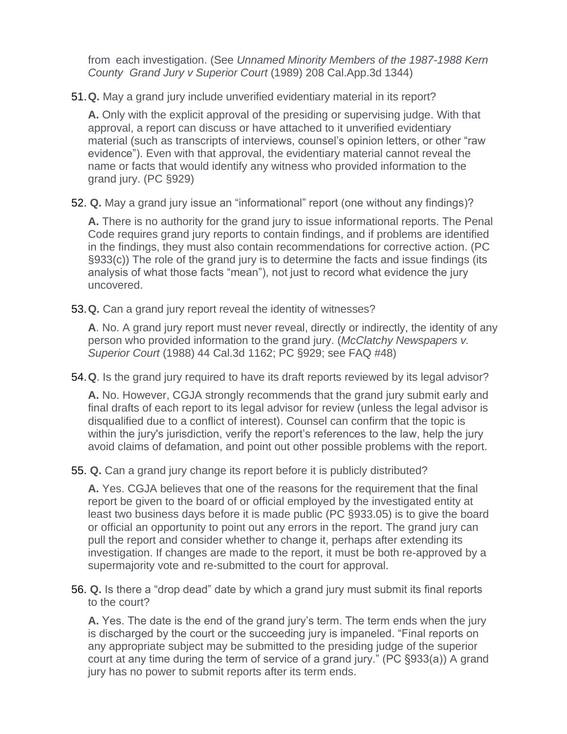from each investigation. (See *Unnamed Minority Members of the 1987-1988 Kern County Grand Jury v Superior Court* (1989) 208 Cal.App.3d 1344)

51. **Q.** May a grand jury include unverified evidentiary material in its report?

    **A.** Only with the explicit approval of the presiding or supervising judge. With that approval, a report can discuss or have attached to it unverified evidentiary material (such as transcripts of interviews, counsel's opinion letters, or other "raw evidence"). Even with that approval, the evidentiary material cannot reveal the name or facts that would identify any witness who provided information to the grand jury. (PC §929)

52. **Q.** May a grand jury issue an "informational" report (one without any findings)?

    **A.** There is no authority for the grand jury to issue informational reports. The Penal Code requires grand jury reports to contain findings, and if problems are identified in the findings, they must also contain recommendations for corrective action. (PC §933(c)) The role of the grand jury is to determine the facts and issue findings (its analysis of what those facts "mean"), not just to record what evidence the jury uncovered.

53. **Q.** Can a grand jury report reveal the identity of witnesses?

    **A**. No. A grand jury report must never reveal, directly or indirectly, the identity of any person who provided information to the grand jury. (*McClatchy Newspapers v. Superior Court* (1988) 44 Cal.3d 1162; PC §929; see FAQ #48)

54. **Q**. Is the grand jury required to have its draft reports reviewed by its legal advisor?

    **A.** No. However, CGJA strongly recommends that the grand jury submit early and final drafts of each report to its legal advisor for review (unless the legal advisor is disqualified due to a conflict of interest). Counsel can confirm that the topic is within the jury's jurisdiction, verify the report's references to the law, help the jury avoid claims of defamation, and point out other possible problems with the report.

55. **Q.** Can a grand jury change its report before it is publicly distributed?

    **A.** Yes. CGJA believes that one of the reasons for the requirement that the final report be given to the board of or official employed by the investigated entity at least two business days before it is made public (PC §933.05) is to give the board or official an opportunity to point out any errors in the report. The grand jury can pull the report and consider whether to change it, perhaps after extending its investigation. If changes are made to the report, it must be both re-approved by a supermajority vote and re-submitted to the court for approval.

56. **Q.** Is there a "drop dead" date by which a grand jury must submit its final reports to the court?

    **A.** Yes. The date is the end of the grand jury's term. The term ends when the jury is discharged by the court or the succeeding jury is impaneled. "Final reports on any appropriate subject may be submitted to the presiding judge of the superior court at any time during the term of service of a grand jury." (PC §933(a)) A grand jury has no power to submit reports after its term ends.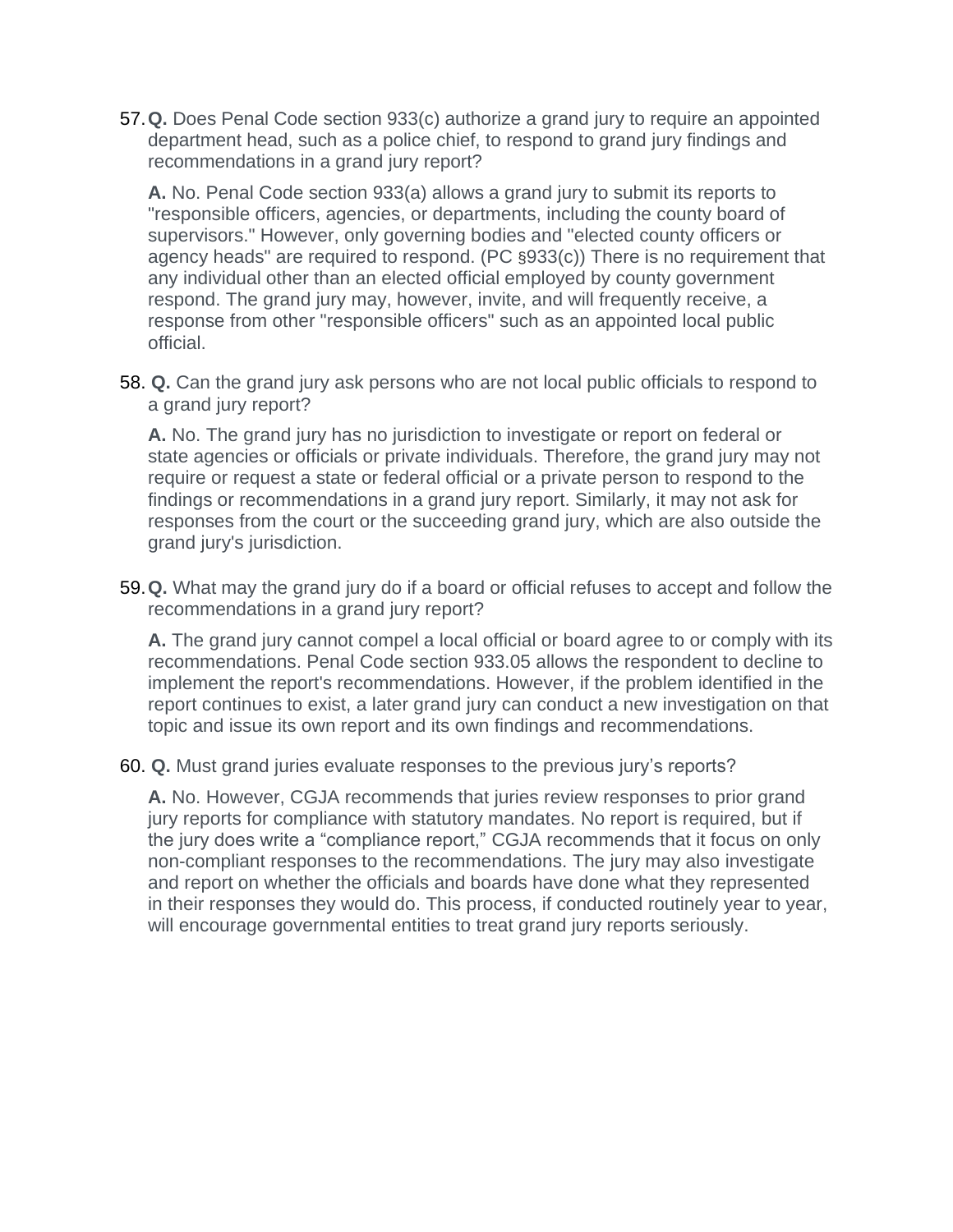57. **Q.** Does Penal Code section 933(c) authorize a grand jury to require an appointed department head, such as a police chief, to respond to grand jury findings and recommendations in a grand jury report?

    **A.** No. Penal Code section 933(a) allows a grand jury to submit its reports to "responsible officers, agencies, or departments, including the county board of supervisors." However, only governing bodies and "elected county officers or agency heads" are required to respond. (PC §933(c)) There is no requirement that any individual other than an elected official employed by county government respond. The grand jury may, however, invite, and will frequently receive, a response from other "responsible officers" such as an appointed local public official.

58. **Q.** Can the grand jury ask persons who are not local public officials to respond to a grand jury report?

    **A.** No. The grand jury has no jurisdiction to investigate or report on federal or state agencies or officials or private individuals. Therefore, the grand jury may not require or request a state or federal official or a private person to respond to the findings or recommendations in a grand jury report. Similarly, it may not ask for responses from the court or the succeeding grand jury, which are also outside the grand jury's jurisdiction.

59. **Q.** What may the grand jury do if a board or official refuses to accept and follow the recommendations in a grand jury report?

    **A.** The grand jury cannot compel a local official or board agree to or comply with its recommendations. Penal Code section 933.05 allows the respondent to decline to implement the report's recommendations. However, if the problem identified in the report continues to exist, a later grand jury can conduct a new investigation on that topic and issue its own report and its own findings and recommendations.

60. **Q.** Must grand juries evaluate responses to the previous jury's reports?

    **A.** No. However, CGJA recommends that juries review responses to prior grand jury reports for compliance with statutory mandates. No report is required, but if the jury does write a "compliance report," CGJA recommends that it focus on only non-compliant responses to the recommendations. The jury may also investigate and report on whether the officials and boards have done what they represented in their responses they would do. This process, if conducted routinely year to year, will encourage governmental entities to treat grand jury reports seriously.